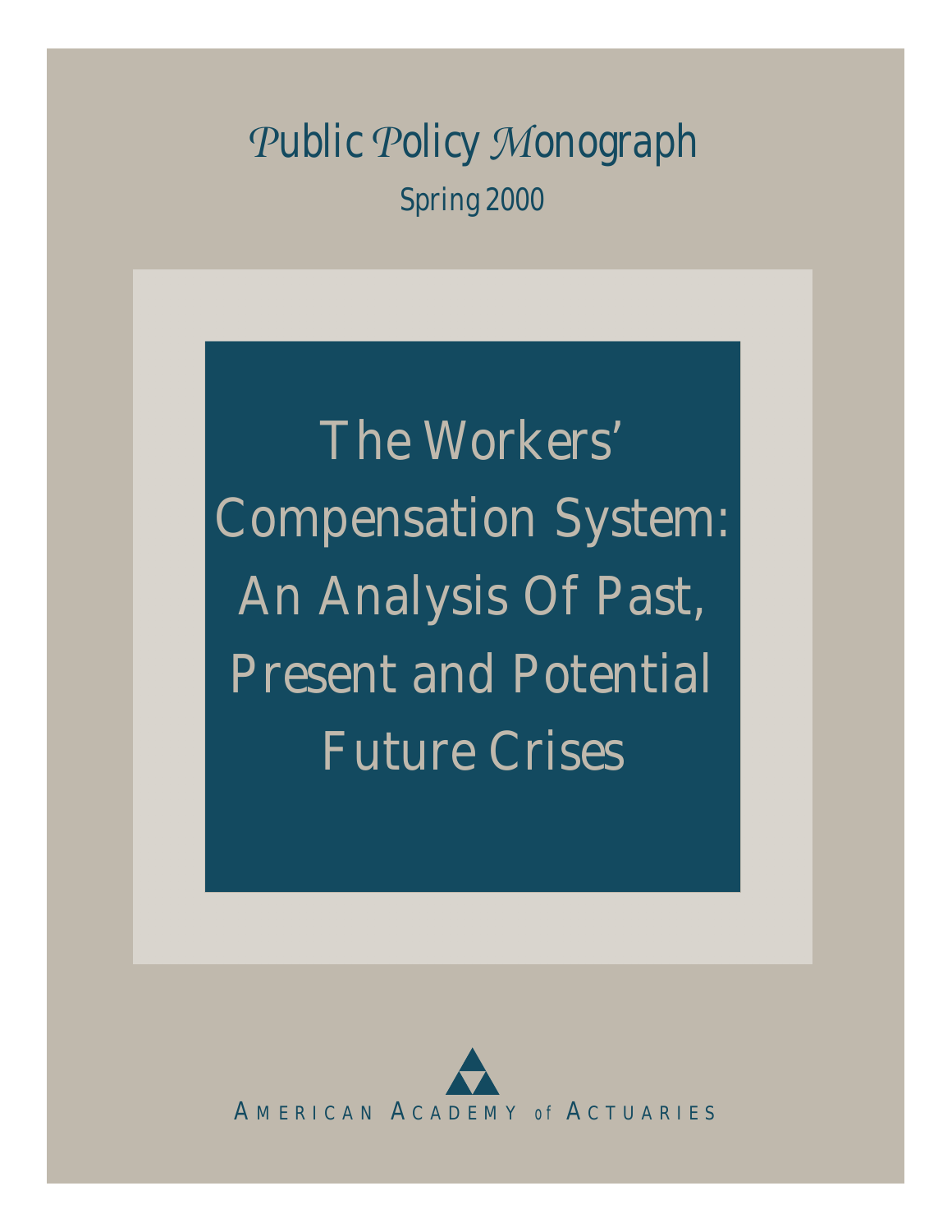*Public Policy Monograph*

Spring 2000

# The Workers' Compensation System: An Analysis Of Past, Present and Potential Future Crises

AMERICAN ACADEMY of ACTUARIES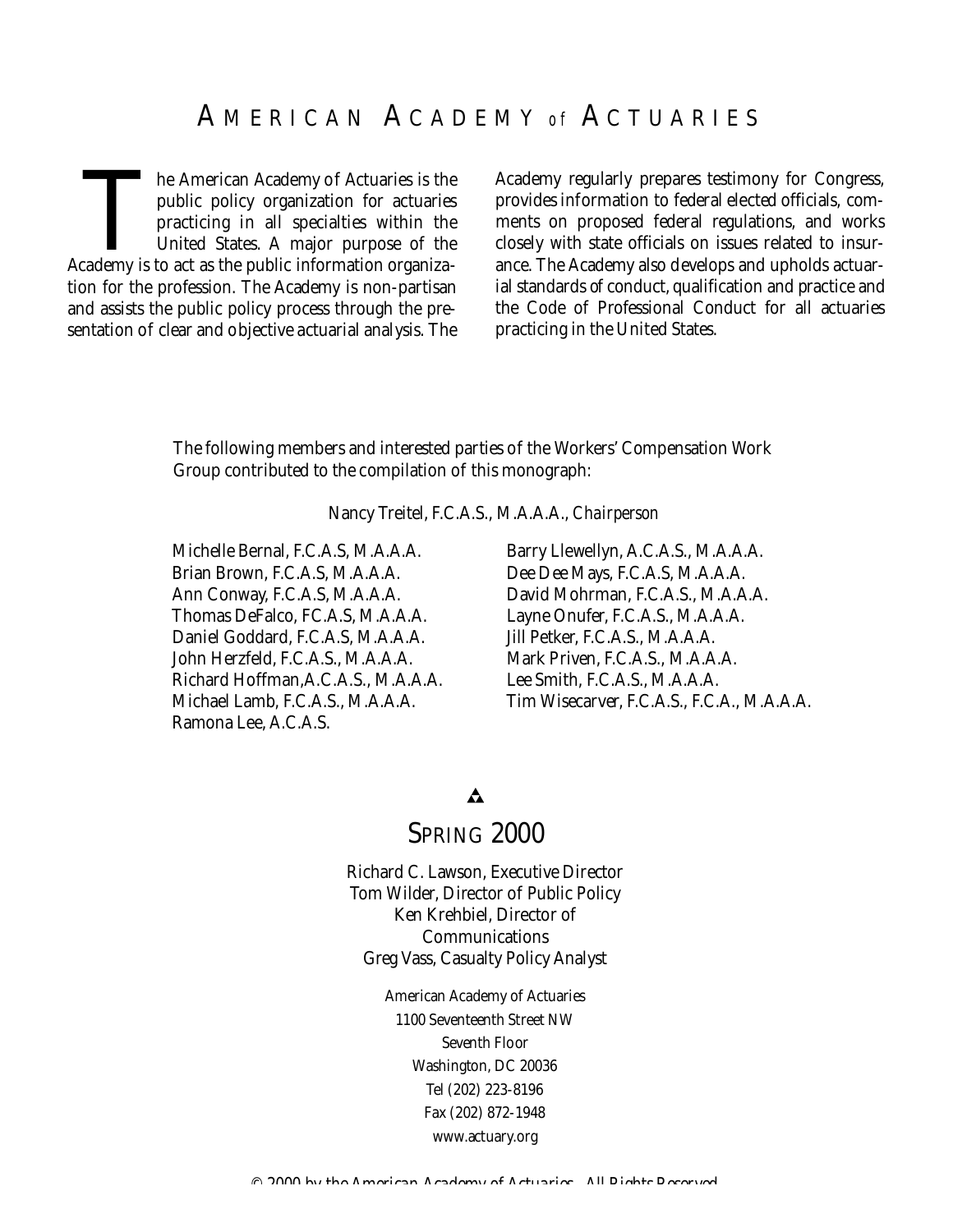# AMERICAN ACADEMY of ACTUARIES

The American Academy of Actuaries is the public policy organization for actuaries practicing in all specialties within the United States. A major purpose of the Academy is to act as the public information organization for the profession. The Academy is non-partisan and assists the public policy process through the presentation of clear and objective actuarial analysis. The Academy regularly prepares testimony for Congress, provides information to federal elected officials, comments on proposed federal regulations, and works closely with state officials on issues related to insurance. The Academy also develops and upholds actuarial standards of conduct, qualification and practice and the Code of Professional Conduct for all actuaries practicing in the United States.

The following members and interested parties of the Workers' Compensation Work Group contributed to the compilation of this monograph:

Nancy Treitel, F.C.A.S., M.A.A.A., *Chairperson*

Michelle Bernal, F.C.A.S, M.A.A.A.
Brian Brown, F.C.A.S, M.A.A.A.
Ann Conway, F.C.A.S, M.A.A.A.
Thomas DeFalco, FC.A.S, M.A.A.A.
Daniel Goddard, F.C.A.S, M.A.A.A.
John Herzfeld, F.C.A.S., M.A.A.A.
Richard Hoffman,A.C.A.S., M.A.A.A.
Michael Lamb, F.C.A.S., M.A.A.A.
Ramona Lee, A.C.A.S.
Barry Llewellyn, A.C.A.S., M.A.A.A.
Dee Dee Mays, F.C.A.S, M.A.A.A.
David Mohrman, F.C.A.S., M.A.A.A.
Layne Onufer, F.C.A.S., M.A.A.A.
Jill Petker, F.C.A.S., M.A.A.A.
Mark Priven, F.C.A.S., M.A.A.A.
Lee Smith, F.C.A.S., M.A.A.A.
Tim Wisecarver, F.C.A.S., F.C.A., M.A.A.A.

## SPRING 2000

Richard C. Lawson, Executive Director
Tom Wilder, Director of Public Policy
Ken Krehbiel, Director of Communications
Greg Vass, Casualty Policy Analyst

American Academy of Actuaries
1100 Seventeenth Street NW
Seventh Floor
Washington, DC 20036
Tel (202) 223-8196
Fax (202) 872-1948
www.actuary.org

© 2000 by the American Academy of Actuaries. All Rights Reserved.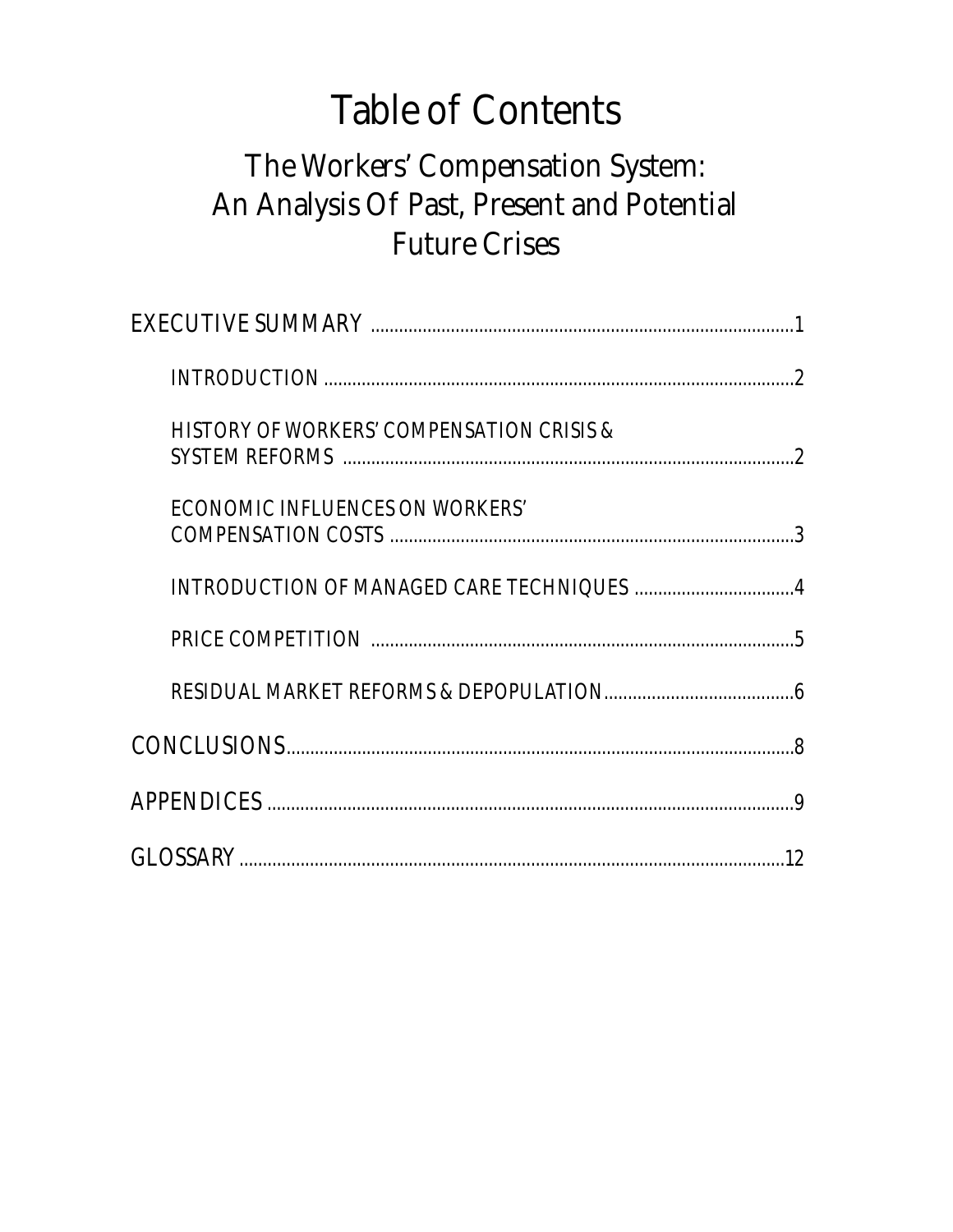# Table of Contents

## The Workers' Compensation System: An Analysis Of Past, Present and Potential Future Crises

EXECUTIVE SUMMARY ........................................................................................ 1

- INTRODUCTION ........................................................................................ 2
- HISTORY OF WORKERS' COMPENSATION CRISIS & SYSTEM REFORMS ........................................................................................ 2
- ECONOMIC INFLUENCES ON WORKERS' COMPENSATION COSTS ........................................................................................ 3
- INTRODUCTION OF MANAGED CARE TECHNIQUES ........................................ 4
- PRICE COMPETITION ........................................................................................ 5
- RESIDUAL MARKET REFORMS & DEPOPULATION ........................................ 6

CONCLUSIONS ........................................................................................ 8

APPENDICES ........................................................................................ 9

GLOSSARY ........................................................................................ 12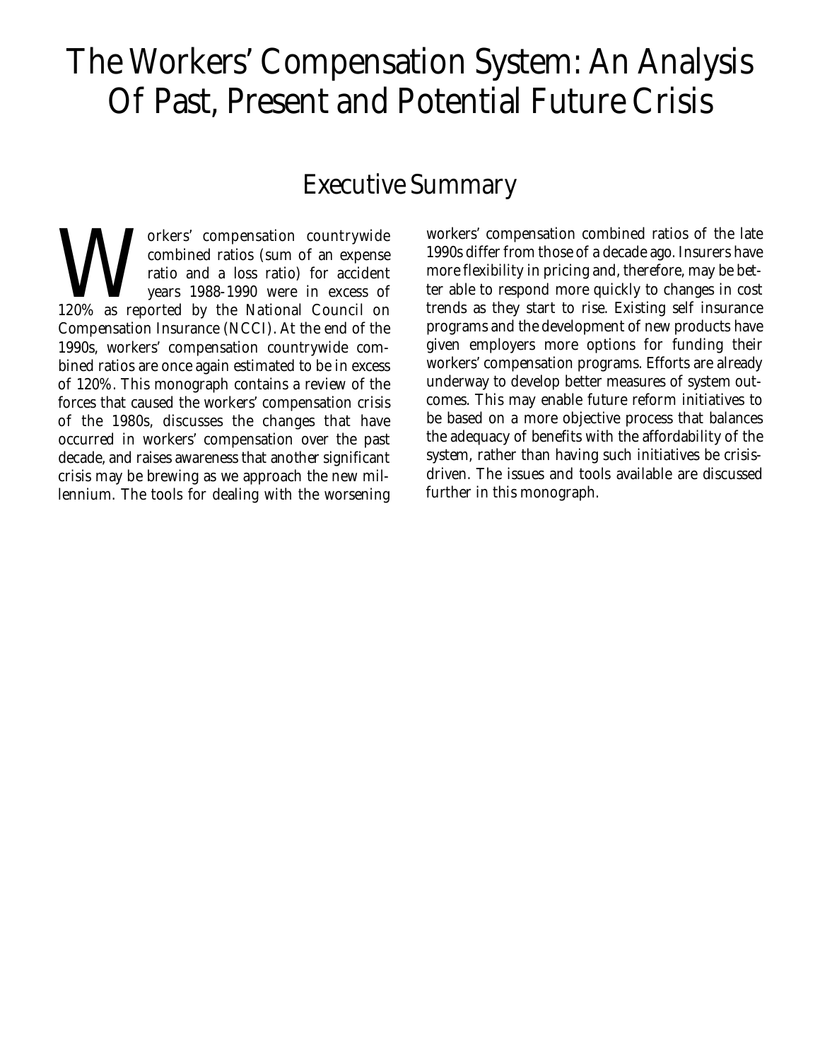# The Workers' Compensation System: An Analysis Of Past, Present and Potential Future Crisis

## Executive Summary

Workers' compensation countrywide combined ratios (sum of an expense ratio and a loss ratio) for accident years 1988-1990 were in excess of 120% as reported by the National Council on Compensation Insurance (NCCI). At the end of the 1990s, workers' compensation countrywide combined ratios are once again estimated to be in excess of 120%. This monograph contains a review of the forces that caused the workers' compensation crisis of the 1980s, discusses the changes that have occurred in workers' compensation over the past decade, and raises awareness that another significant crisis may be brewing as we approach the new millennium. The tools for dealing with the worsening workers' compensation combined ratios of the late 1990s differ from those of a decade ago. Insurers have more flexibility in pricing and, therefore, may be better able to respond more quickly to changes in cost trends as they start to rise. Existing self insurance programs and the development of new products have given employers more options for funding their workers' compensation programs. Efforts are already underway to develop better measures of system outcomes. This may enable future reform initiatives to be based on a more objective process that balances the adequacy of benefits with the affordability of the system, rather than having such initiatives be crisis-driven. The issues and tools available are discussed further in this monograph.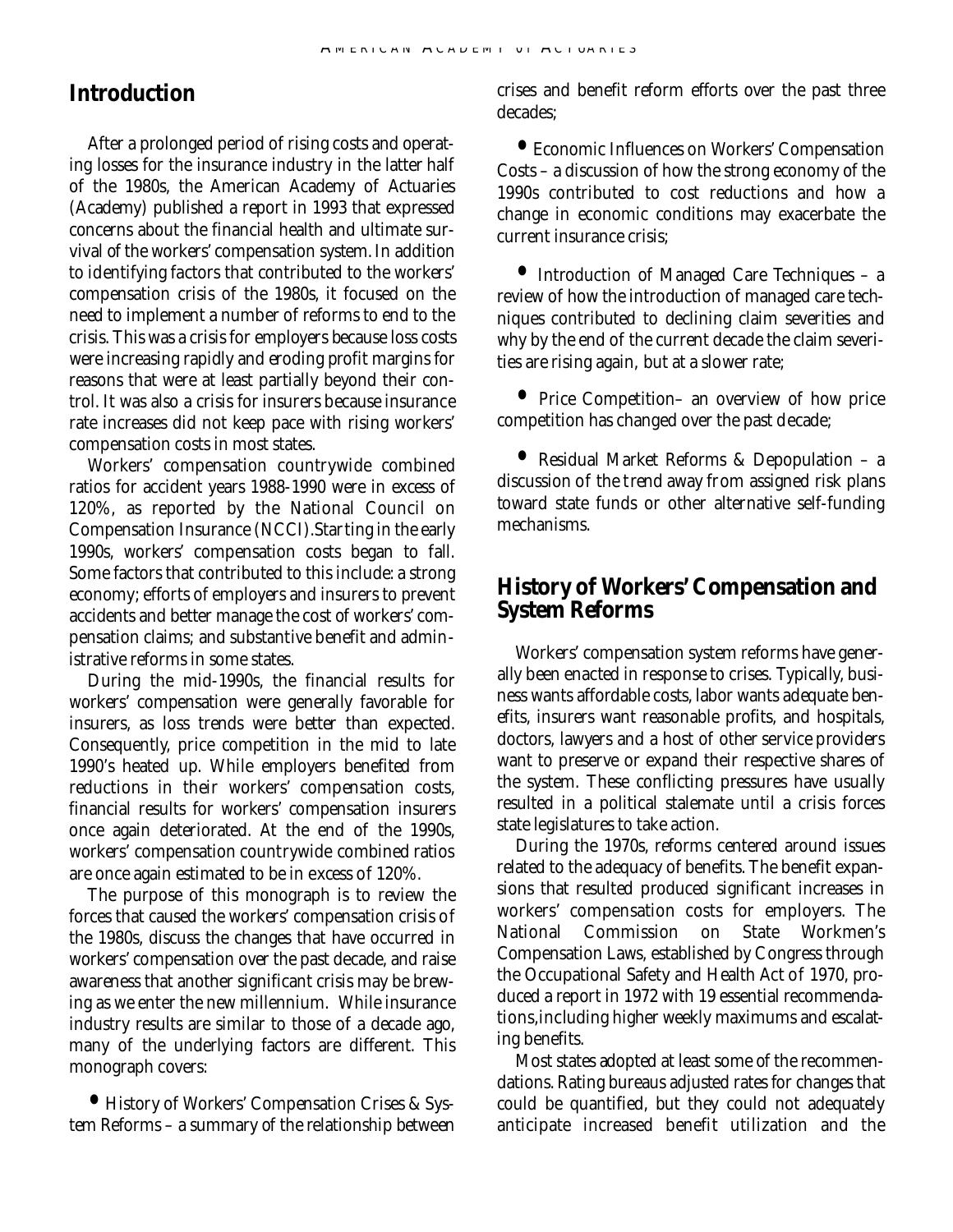## Introduction

After a prolonged period of rising costs and operating losses for the insurance industry in the latter half of the 1980s, the American Academy of Actuaries (Academy) published a report in 1993 that expressed concerns about the financial health and ultimate survival of the workers' compensation system. In addition to identifying factors that contributed to the workers' compensation crisis of the 1980s, it focused on the need to implement a number of reforms to end to the crisis. This was a crisis for employers because loss costs were increasing rapidly and eroding profit margins for reasons that were at least partially beyond their control. It was also a crisis for insurers because insurance rate increases did not keep pace with rising workers' compensation costs in most states.

Workers' compensation countrywide combined ratios for accident years 1988-1990 were in excess of 120%, as reported by the National Council on Compensation Insurance (NCCI).Starting in the early 1990s, workers' compensation costs began to fall. Some factors that contributed to this include: a strong economy; efforts of employers and insurers to prevent accidents and better manage the cost of workers' compensation claims; and substantive benefit and administrative reforms in some states.

During the mid-1990s, the financial results for workers' compensation were generally favorable for insurers, as loss trends were better than expected. Consequently, price competition in the mid to late 1990's heated up. While employers benefited from reductions in their workers' compensation costs, financial results for workers' compensation insurers once again deteriorated. At the end of the 1990s, workers' compensation countrywide combined ratios are once again estimated to be in excess of 120%.

The purpose of this monograph is to review the forces that caused the workers' compensation crisis of the 1980s, discuss the changes that have occurred in workers' compensation over the past decade, and raise awareness that another significant crisis may be brewing as we enter the new millennium. While insurance industry results are similar to those of a decade ago, many of the underlying factors are different. This monograph covers:

- History of Workers' Compensation Crises & System Reforms – a summary of the relationship between crises and benefit reform efforts over the past three decades;
- Economic Influences on Workers' Compensation Costs – a discussion of how the strong economy of the 1990s contributed to cost reductions and how a change in economic conditions may exacerbate the current insurance crisis;
- Introduction of Managed Care Techniques – a review of how the introduction of managed care techniques contributed to declining claim severities and why by the end of the current decade the claim severities are rising again, but at a slower rate;
- Price Competition– an overview of how price competition has changed over the past decade;
- Residual Market Reforms & Depopulation – a discussion of the trend away from assigned risk plans toward state funds or other alternative self-funding mechanisms.

## History of Workers' Compensation and System Reforms

Workers' compensation system reforms have generally been enacted in response to crises. Typically, business wants affordable costs, labor wants adequate benefits, insurers want reasonable profits, and hospitals, doctors, lawyers and a host of other service providers want to preserve or expand their respective shares of the system. These conflicting pressures have usually resulted in a political stalemate until a crisis forces state legislatures to take action.

During the 1970s, reforms centered around issues related to the adequacy of benefits. The benefit expansions that resulted produced significant increases in workers' compensation costs for employers. The National Commission on State Workmen's Compensation Laws, established by Congress through the Occupational Safety and Health Act of 1970, produced a report in 1972 with 19 essential recommendations,including higher weekly maximums and escalating benefits.

Most states adopted at least some of the recommendations. Rating bureaus adjusted rates for changes that could be quantified, but they could not adequately anticipate increased benefit utilization and the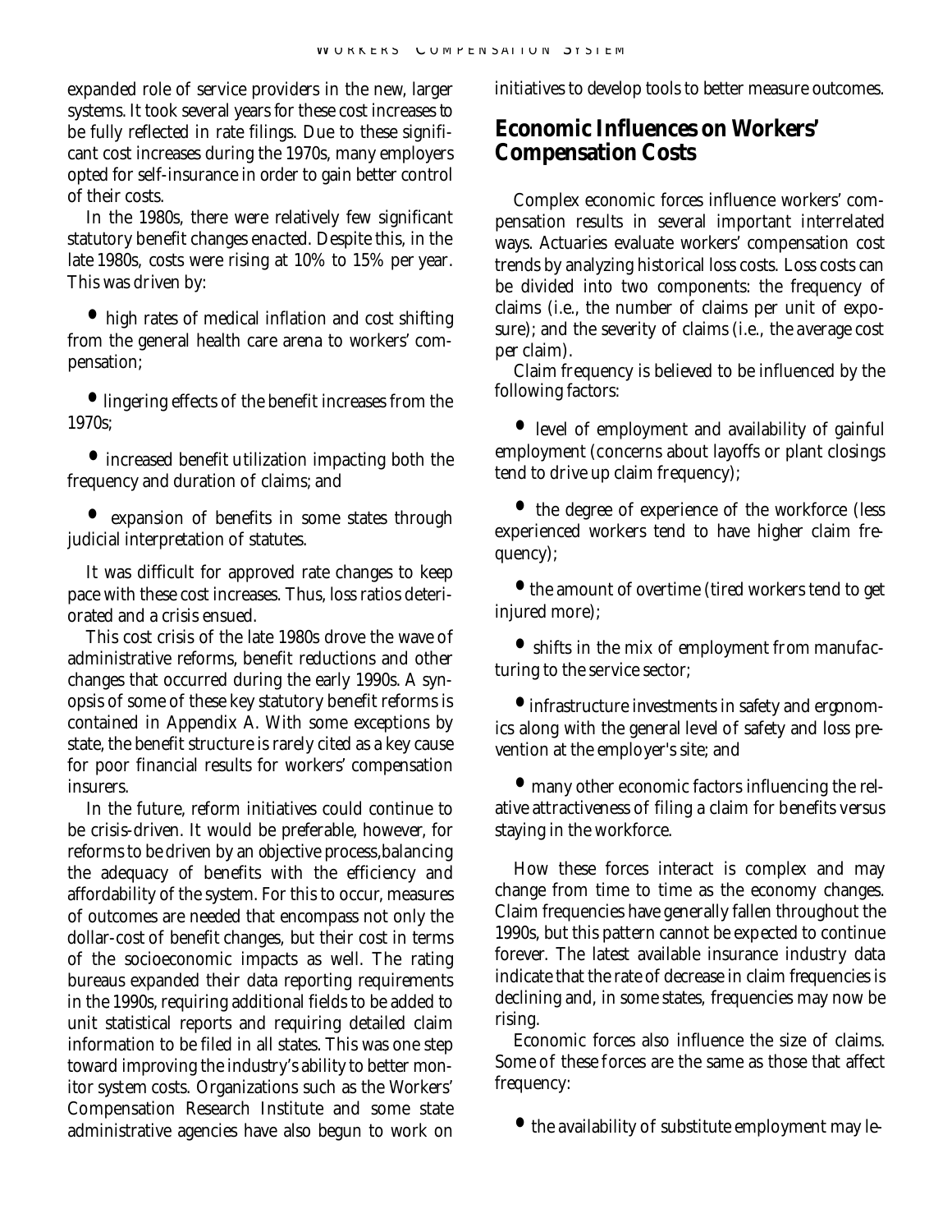expanded role of service providers in the new, larger systems. It took several years for these cost increases to be fully reflected in rate filings. Due to these significant cost increases during the 1970s, many employers opted for self-insurance in order to gain better control of their costs.

In the 1980s, there were relatively few significant statutory benefit changes enacted. Despite this, in the late 1980s, costs were rising at 10% to 15% per year. This was driven by:

- high rates of medical inflation and cost shifting from the general health care arena to workers' compensation;
- lingering effects of the benefit increases from the 1970s;
- increased benefit utilization impacting both the frequency and duration of claims; and
- expansion of benefits in some states through judicial interpretation of statutes.

It was difficult for approved rate changes to keep pace with these cost increases. Thus, loss ratios deteriorated and a crisis ensued.

This cost crisis of the late 1980s drove the wave of administrative reforms, benefit reductions and other changes that occurred during the early 1990s. A synopsis of some of these key statutory benefit reforms is contained in Appendix A. With some exceptions by state, the benefit structure is rarely cited as a key cause for poor financial results for workers' compensation insurers.

In the future, reform initiatives could continue to be crisis-driven. It would be preferable, however, for reforms to be driven by an objective process,balancing the adequacy of benefits with the efficiency and affordability of the system. For this to occur, measures of outcomes are needed that encompass not only the dollar-cost of benefit changes, but their cost in terms of the socioeconomic impacts as well. The rating bureaus expanded their data reporting requirements in the 1990s, requiring additional fields to be added to unit statistical reports and requiring detailed claim information to be filed in all states. This was one step toward improving the industry's ability to better monitor system costs. Organizations such as the Workers' Compensation Research Institute and some state administrative agencies have also begun to work on initiatives to develop tools to better measure outcomes.

## Economic Influences on Workers' Compensation Costs

Complex economic forces influence workers' compensation results in several important interrelated ways. Actuaries evaluate workers' compensation cost trends by analyzing historical loss costs. Loss costs can be divided into two components: the frequency of claims (i.e., the number of claims per unit of exposure); and the severity of claims (i.e., the average cost per claim).

Claim frequency is believed to be influenced by the following factors:

- level of employment and availability of gainful employment (concerns about layoffs or plant closings tend to drive up claim frequency);
- the degree of experience of the workforce (less experienced workers tend to have higher claim frequency);
- the amount of overtime (tired workers tend to get injured more);
- shifts in the mix of employment from manufacturing to the service sector;
- infrastructure investments in safety and ergonomics along with the general level of safety and loss prevention at the employer's site; and
- many other economic factors influencing the relative attractiveness of filing a claim for benefits versus staying in the workforce.

How these forces interact is complex and may change from time to time as the economy changes. Claim frequencies have generally fallen throughout the 1990s, but this pattern cannot be expected to continue forever. The latest available insurance industry data indicate that the rate of decrease in claim frequencies is declining and, in some states, frequencies may now be rising.

Economic forces also influence the size of claims. Some of these forces are the same as those that affect frequency:

- the availability of substitute employment may le-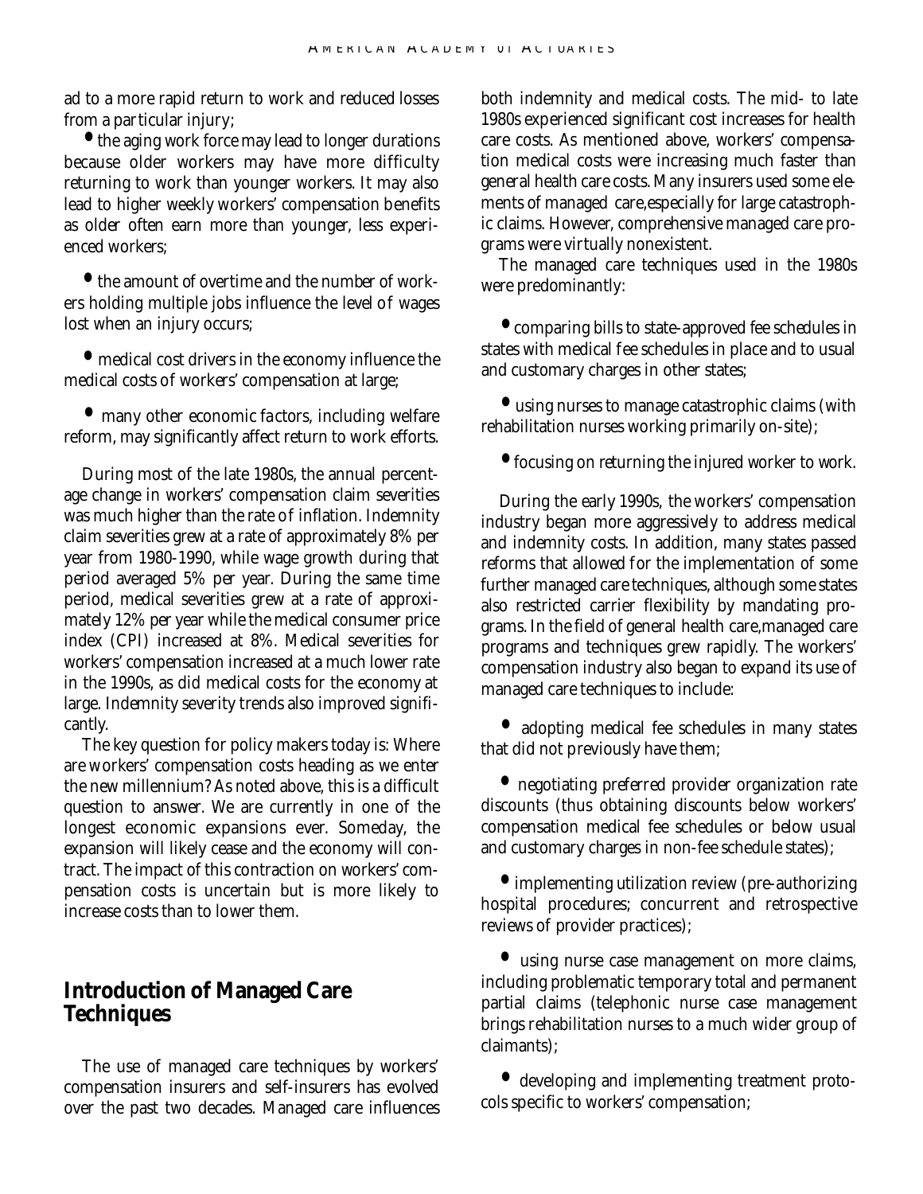ad to a more rapid return to work and reduced losses from a particular injury;

- the aging work force may lead to longer durations because older workers may have more difficulty returning to work than younger workers. It may also lead to higher weekly workers' compensation benefits as older often earn more than younger, less experienced workers;

- the amount of overtime and the number of workers holding multiple jobs influence the level of wages lost when an injury occurs;

- medical cost drivers in the economy influence the medical costs of workers' compensation at large;

- many other economic factors, including welfare reform, may significantly affect return to work efforts.

During most of the late 1980s, the annual percentage change in workers' compensation claim severities was much higher than the rate of inflation. Indemnity claim severities grew at a rate of approximately 8% per year from 1980-1990, while wage growth during that period averaged 5% per year. During the same time period, medical severities grew at a rate of approximately 12% per year while the medical consumer price index (CPI) increased at 8%. Medical severities for workers' compensation increased at a much lower rate in the 1990s, as did medical costs for the economy at large. Indemnity severity trends also improved significantly.

The key question for policy makers today is: Where are workers' compensation costs heading as we enter the new millennium? As noted above, this is a difficult question to answer. We are currently in one of the longest economic expansions ever. Someday, the expansion will likely cease and the economy will contract. The impact of this contraction on workers' compensation costs is uncertain but is more likely to increase costs than to lower them.

## Introduction of Managed Care Techniques

The use of managed care techniques by workers' compensation insurers and self-insurers has evolved over the past two decades. Managed care influences both indemnity and medical costs. The mid- to late 1980s experienced significant cost increases for health care costs. As mentioned above, workers' compensation medical costs were increasing much faster than general health care costs. Many insurers used some elements of managed care, especially for large catastrophic claims. However, comprehensive managed care programs were virtually nonexistent.

The managed care techniques used in the 1980s were predominantly:

- comparing bills to state-approved fee schedules in states with medical fee schedules in place and to usual and customary charges in other states;

- using nurses to manage catastrophic claims (with rehabilitation nurses working primarily on-site);

- focusing on returning the injured worker to work.

During the early 1990s, the workers' compensation industry began more aggressively to address medical and indemnity costs. In addition, many states passed reforms that allowed for the implementation of some further managed care techniques, although some states also restricted carrier flexibility by mandating programs. In the field of general health care, managed care programs and techniques grew rapidly. The workers' compensation industry also began to expand its use of managed care techniques to include:

- adopting medical fee schedules in many states that did not previously have them;

- negotiating preferred provider organization rate discounts (thus obtaining discounts below workers' compensation medical fee schedules or below usual and customary charges in non-fee schedule states);

- implementing utilization review (pre-authorizing hospital procedures; concurrent and retrospective reviews of provider practices);

- using nurse case management on more claims, including problematic temporary total and permanent partial claims (telephonic nurse case management brings rehabilitation nurses to a much wider group of claimants);

- developing and implementing treatment protocols specific to workers' compensation;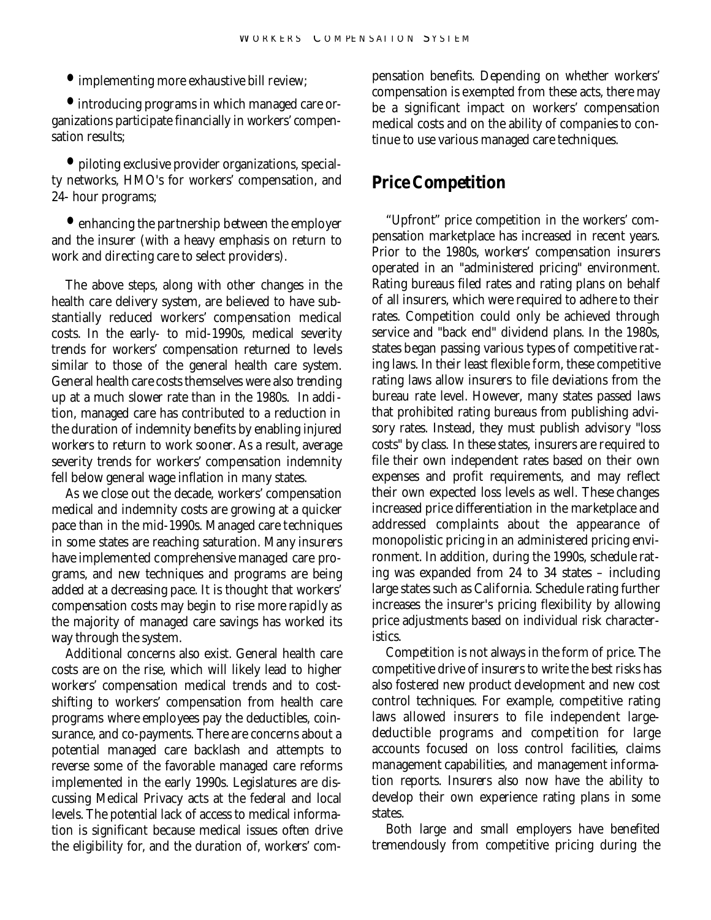- implementing more exhaustive bill review;
- introducing programs in which managed care organizations participate financially in workers' compensation results;
- piloting exclusive provider organizations, specialty networks, HMO's for workers' compensation, and 24- hour programs;
- enhancing the partnership between the employer and the insurer (with a heavy emphasis on return to work and directing care to select providers).

The above steps, along with other changes in the health care delivery system, are believed to have substantially reduced workers' compensation medical costs. In the early- to mid-1990s, medical severity trends for workers' compensation returned to levels similar to those of the general health care system. General health care costs themselves were also trending up at a much slower rate than in the 1980s. In addition, managed care has contributed to a reduction in the duration of indemnity benefits by enabling injured workers to return to work sooner. As a result, average severity trends for workers' compensation indemnity fell below general wage inflation in many states.

As we close out the decade, workers' compensation medical and indemnity costs are growing at a quicker pace than in the mid-1990s. Managed care techniques in some states are reaching saturation. Many insurers have implemented comprehensive managed care programs, and new techniques and programs are being added at a decreasing pace. It is thought that workers' compensation costs may begin to rise more rapidly as the majority of managed care savings has worked its way through the system.

Additional concerns also exist. General health care costs are on the rise, which will likely lead to higher workers' compensation medical trends and to cost-shifting to workers' compensation from health care programs where employees pay the deductibles, coinsurance, and co-payments. There are concerns about a potential managed care backlash and attempts to reverse some of the favorable managed care reforms implemented in the early 1990s. Legislatures are discussing Medical Privacy acts at the federal and local levels. The potential lack of access to medical information is significant because medical issues often drive the eligibility for, and the duration of, workers' compensation benefits. Depending on whether workers' compensation is exempted from these acts, there may be a significant impact on workers' compensation medical costs and on the ability of companies to continue to use various managed care techniques.

## Price Competition

"Upfront" price competition in the workers' compensation marketplace has increased in recent years. Prior to the 1980s, workers' compensation insurers operated in an "administered pricing" environment. Rating bureaus filed rates and rating plans on behalf of all insurers, which were required to adhere to their rates. Competition could only be achieved through service and "back end" dividend plans. In the 1980s, states began passing various types of competitive rating laws. In their least flexible form, these competitive rating laws allow insurers to file deviations from the bureau rate level. However, many states passed laws that prohibited rating bureaus from publishing advisory rates. Instead, they must publish advisory "loss costs" by class. In these states, insurers are required to file their own independent rates based on their own expenses and profit requirements, and may reflect their own expected loss levels as well. These changes increased price differentiation in the marketplace and addressed complaints about the appearance of monopolistic pricing in an administered pricing environment. In addition, during the 1990s, schedule rating was expanded from 24 to 34 states – including large states such as California. Schedule rating further increases the insurer's pricing flexibility by allowing price adjustments based on individual risk characteristics.

Competition is not always in the form of price. The competitive drive of insurers to write the best risks has also fostered new product development and new cost control techniques. For example, competitive rating laws allowed insurers to file independent large-deductible programs and competition for large accounts focused on loss control facilities, claims management capabilities, and management information reports. Insurers also now have the ability to develop their own experience rating plans in some states.

Both large and small employers have benefited tremendously from competitive pricing during the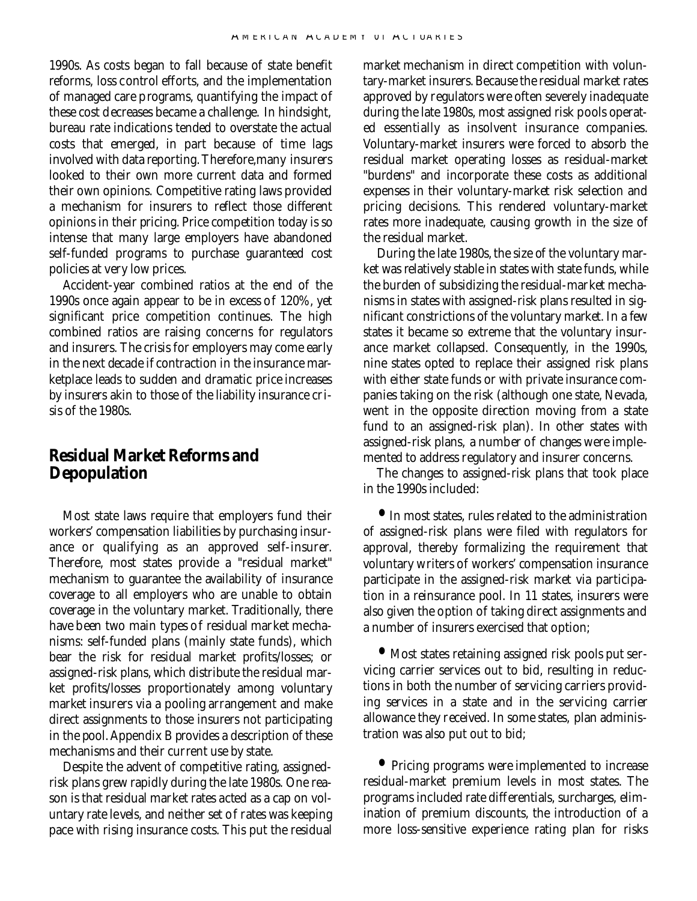1990s. As costs began to fall because of state benefit reforms, loss control efforts, and the implementation of managed care programs, quantifying the impact of these cost decreases became a challenge. In hindsight, bureau rate indications tended to overstate the actual costs that emerged, in part because of time lags involved with data reporting. Therefore,many insurers looked to their own more current data and formed their own opinions. Competitive rating laws provided a mechanism for insurers to reflect those different opinions in their pricing. Price competition today is so intense that many large employers have abandoned self-funded programs to purchase guaranteed cost policies at very low prices.

Accident-year combined ratios at the end of the 1990s once again appear to be in excess of 120%, yet significant price competition continues. The high combined ratios are raising concerns for regulators and insurers. The crisis for employers may come early in the next decade if contraction in the insurance marketplace leads to sudden and dramatic price increases by insurers akin to those of the liability insurance crisis of the 1980s.

## Residual Market Reforms and Depopulation

Most state laws require that employers fund their workers' compensation liabilities by purchasing insurance or qualifying as an approved self-insurer. Therefore, most states provide a "residual market" mechanism to guarantee the availability of insurance coverage to all employers who are unable to obtain coverage in the voluntary market. Traditionally, there have been two main types of residual market mechanisms: self-funded plans (mainly state funds), which bear the risk for residual market profits/losses; or assigned-risk plans, which distribute the residual market profits/losses proportionately among voluntary market insurers via a pooling arrangement and make direct assignments to those insurers not participating in the pool. Appendix B provides a description of these mechanisms and their current use by state.

Despite the advent of competitive rating, assigned-risk plans grew rapidly during the late 1980s. One reason is that residual market rates acted as a cap on voluntary rate levels, and neither set of rates was keeping pace with rising insurance costs. This put the residual market mechanism in direct competition with voluntary-market insurers. Because the residual market rates approved by regulators were often severely inadequate during the late 1980s, most assigned risk pools operated essentially as insolvent insurance companies. Voluntary-market insurers were forced to absorb the residual market operating losses as residual-market "burdens" and incorporate these costs as additional expenses in their voluntary-market risk selection and pricing decisions. This rendered voluntary-market rates more inadequate, causing growth in the size of the residual market.

During the late 1980s, the size of the voluntary market was relatively stable in states with state funds, while the burden of subsidizing the residual-market mechanisms in states with assigned-risk plans resulted in significant constrictions of the voluntary market. In a few states it became so extreme that the voluntary insurance market collapsed. Consequently, in the 1990s, nine states opted to replace their assigned risk plans with either state funds or with private insurance companies taking on the risk (although one state, Nevada, went in the opposite direction moving from a state fund to an assigned-risk plan). In other states with assigned-risk plans, a number of changes were implemented to address regulatory and insurer concerns.

The changes to assigned-risk plans that took place in the 1990s included:

- In most states, rules related to the administration of assigned-risk plans were filed with regulators for approval, thereby formalizing the requirement that voluntary writers of workers' compensation insurance participate in the assigned-risk market via participation in a reinsurance pool. In 11 states, insurers were also given the option of taking direct assignments and a number of insurers exercised that option;

- Most states retaining assigned risk pools put servicing carrier services out to bid, resulting in reductions in both the number of servicing carriers providing services in a state and in the servicing carrier allowance they received. In some states, plan administration was also put out to bid;

- Pricing programs were implemented to increase residual-market premium levels in most states. The programs included rate differentials, surcharges, elimination of premium discounts, the introduction of a more loss-sensitive experience rating plan for risks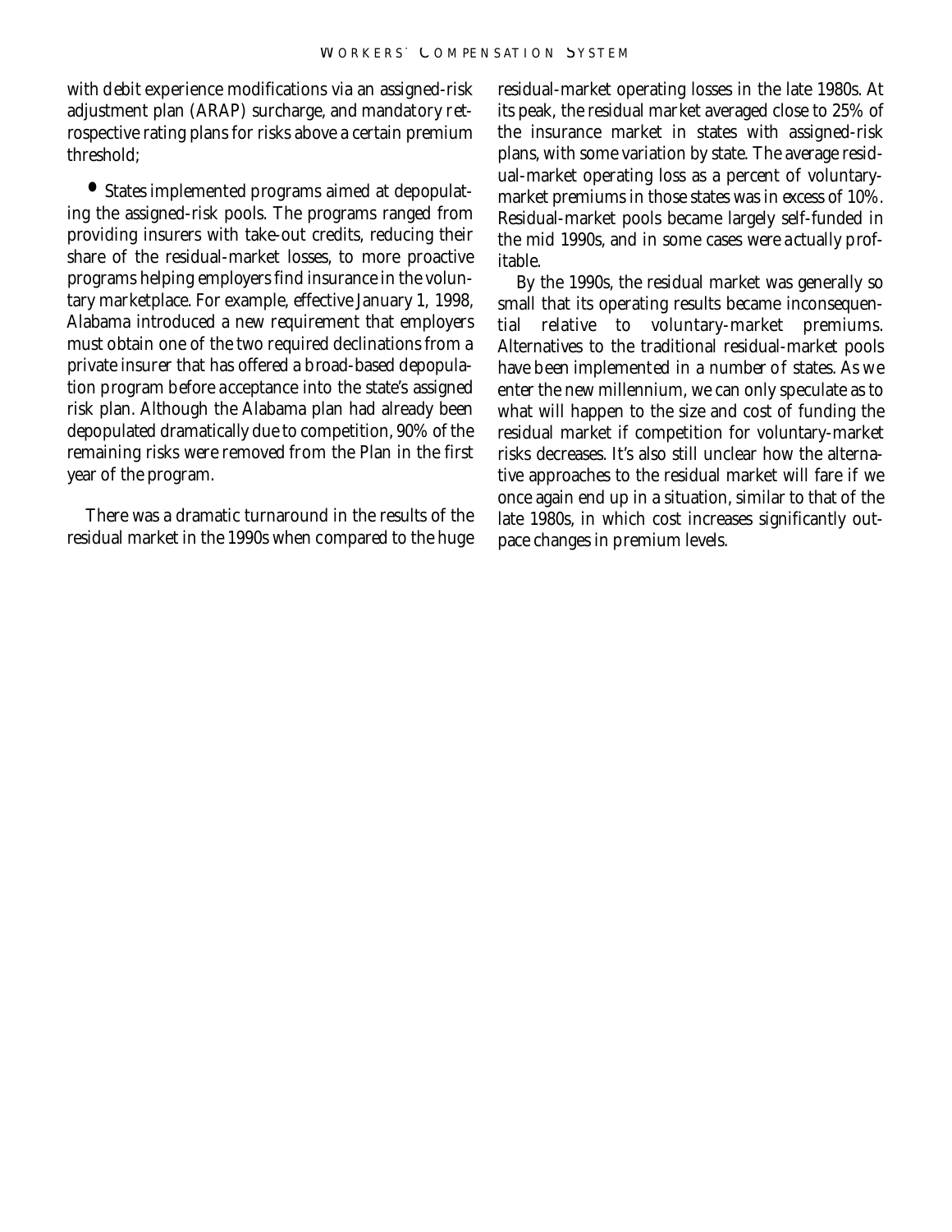with debit experience modifications via an assigned-risk adjustment plan (ARAP) surcharge, and mandatory retrospective rating plans for risks above a certain premium threshold;

- States implemented programs aimed at depopulating the assigned-risk pools. The programs ranged from providing insurers with take-out credits, reducing their share of the residual-market losses, to more proactive programs helping employers find insurance in the voluntary marketplace. For example, effective January 1, 1998, Alabama introduced a new requirement that employers must obtain one of the two required declinations from a private insurer that has offered a broad-based depopulation program before acceptance into the state's assigned risk plan. Although the Alabama plan had already been depopulated dramatically due to competition, 90% of the remaining risks were removed from the Plan in the first year of the program.

There was a dramatic turnaround in the results of the residual market in the 1990s when compared to the huge residual-market operating losses in the late 1980s. At its peak, the residual market averaged close to 25% of the insurance market in states with assigned-risk plans, with some variation by state. The average residual-market operating loss as a percent of voluntary-market premiums in those states was in excess of 10%. Residual-market pools became largely self-funded in the mid 1990s, and in some cases were actually profitable.

By the 1990s, the residual market was generally so small that its operating results became inconsequential relative to voluntary-market premiums. Alternatives to the traditional residual-market pools have been implemented in a number of states. As we enter the new millennium, we can only speculate as to what will happen to the size and cost of funding the residual market if competition for voluntary-market risks decreases. It's also still unclear how the alternative approaches to the residual market will fare if we once again end up in a situation, similar to that of the late 1980s, in which cost increases significantly outpace changes in premium levels.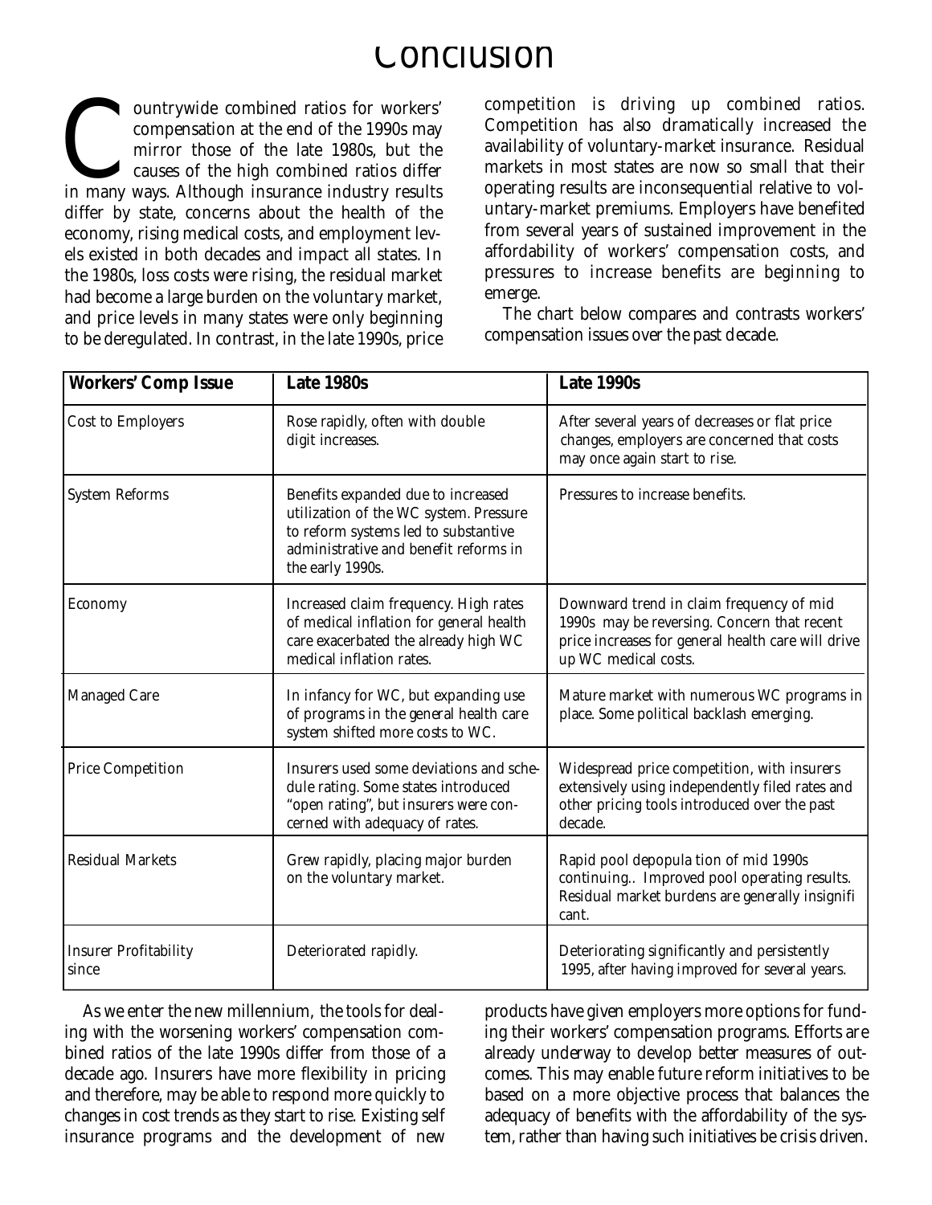# Conclusion

Countrywide combined ratios for workers' compensation at the end of the 1990s may mirror those of the late 1980s, but the causes of the high combined ratios differ in many ways. Although insurance industry results differ by state, concerns about the health of the economy, rising medical costs, and employment levels existed in both decades and impact all states. In the 1980s, loss costs were rising, the residual market had become a large burden on the voluntary market, and price levels in many states were only beginning to be deregulated. In contrast, in the late 1990s, price competition is driving up combined ratios. Competition has also dramatically increased the availability of voluntary-market insurance. Residual markets in most states are now so small that their operating results are inconsequential relative to voluntary-market premiums. Employers have benefited from several years of sustained improvement in the affordability of workers' compensation costs, and pressures to increase benefits are beginning to emerge.

The chart below compares and contrasts workers' compensation issues over the past decade.

| Workers' Comp Issue | Late 1980s | Late 1990s |
|---|---|---|
| Cost to Employers | Rose rapidly, often with double digit increases. | After several years of decreases or flat price changes, employers are concerned that costs may once again start to rise. |
| System Reforms | Benefits expanded due to increased utilization of the WC system. Pressure to reform systems led to substantive administrative and benefit reforms in the early 1990s. | Pressures to increase benefits. |
| Economy | Increased claim frequency. High rates of medical inflation for general health care exacerbated the already high WC medical inflation rates. | Downward trend in claim frequency of mid 1990s may be reversing. Concern that recent price increases for general health care will drive up WC medical costs. |
| Managed Care | In infancy for WC, but expanding use of programs in the general health care system shifted more costs to WC. | Mature market with numerous WC programs in place. Some political backlash emerging. |
| Price Competition | Insurers used some deviations and schedule rating. Some states introduced "open rating", but insurers were concerned with adequacy of rates. | Widespread price competition, with insurers extensively using independently filed rates and other pricing tools introduced over the past decade. |
| Residual Markets | Grew rapidly, placing major burden on the voluntary market. | Rapid pool depopula tion of mid 1990s continuing.. Improved pool operating results. Residual market burdens are generally insignifi cant. |
| Insurer Profitability since | Deteriorated rapidly. | Deteriorating significantly and persistently 1995, after having improved for several years. |

As we enter the new millennium, the tools for dealing with the worsening workers' compensation combined ratios of the late 1990s differ from those of a decade ago. Insurers have more flexibility in pricing and therefore, may be able to respond more quickly to changes in cost trends as they start to rise. Existing self insurance programs and the development of new products have given employers more options for funding their workers' compensation programs. Efforts are already underway to develop better measures of outcomes. This may enable future reform initiatives to be based on a more objective process that balances the adequacy of benefits with the affordability of the system, rather than having such initiatives be crisis driven.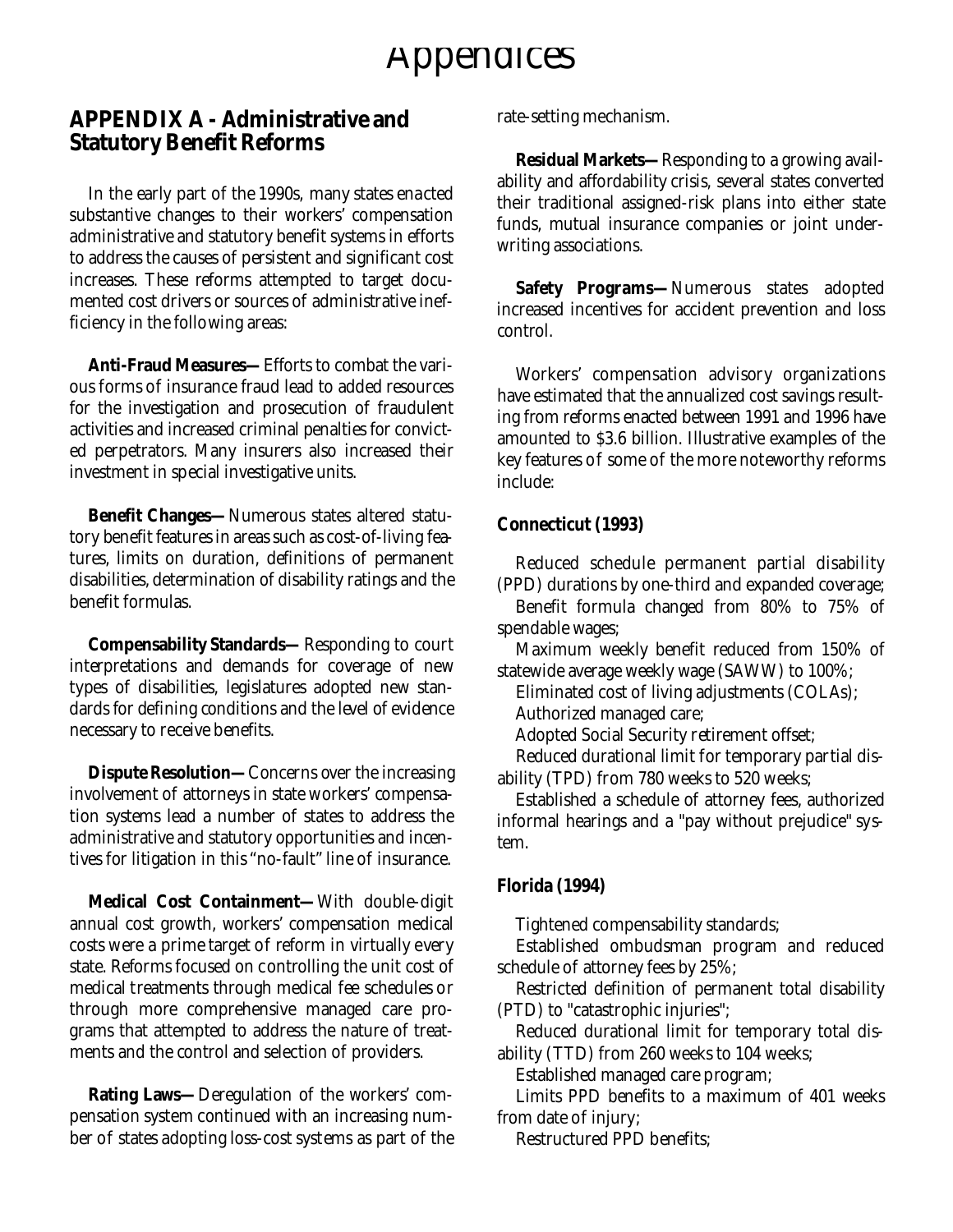# Appendices

## APPENDIX A - Administrative and Statutory Benefit Reforms

In the early part of the 1990s, many states enacted substantive changes to their workers' compensation administrative and statutory benefit systems in efforts to address the causes of persistent and significant cost increases. These reforms attempted to target documented cost drivers or sources of administrative inefficiency in the following areas:

**Anti-Fraud Measures—** Efforts to combat the various forms of insurance fraud lead to added resources for the investigation and prosecution of fraudulent activities and increased criminal penalties for convicted perpetrators. Many insurers also increased their investment in special investigative units.

**Benefit Changes—** Numerous states altered statutory benefit features in areas such as cost-of-living features, limits on duration, definitions of permanent disabilities, determination of disability ratings and the benefit formulas.

**Compensability Standards—** Responding to court interpretations and demands for coverage of new types of disabilities, legislatures adopted new standards for defining conditions and the level of evidence necessary to receive benefits.

**Dispute Resolution—** Concerns over the increasing involvement of attorneys in state workers' compensation systems lead a number of states to address the administrative and statutory opportunities and incentives for litigation in this "no-fault" line of insurance.

**Medical Cost Containment—** With double-digit annual cost growth, workers' compensation medical costs were a prime target of reform in virtually every state. Reforms focused on controlling the unit cost of medical treatments through medical fee schedules or through more comprehensive managed care programs that attempted to address the nature of treatments and the control and selection of providers.

**Rating Laws—** Deregulation of the workers' compensation system continued with an increasing number of states adopting loss-cost systems as part of the rate-setting mechanism.

**Residual Markets—** Responding to a growing availability and affordability crisis, several states converted their traditional assigned-risk plans into either state funds, mutual insurance companies or joint underwriting associations.

**Safety Programs—** Numerous states adopted increased incentives for accident prevention and loss control.

Workers' compensation advisory organizations have estimated that the annualized cost savings resulting from reforms enacted between 1991 and 1996 have amounted to $3.6 billion. Illustrative examples of the key features of some of the more noteworthy reforms include:

### Connecticut (1993)

Reduced schedule permanent partial disability (PPD) durations by one-third and expanded coverage;
Benefit formula changed from 80% to 75% of spendable wages;
Maximum weekly benefit reduced from 150% of statewide average weekly wage (SAWW) to 100%;
Eliminated cost of living adjustments (COLAs);
Authorized managed care;
Adopted Social Security retirement offset;
Reduced durational limit for temporary partial disability (TPD) from 780 weeks to 520 weeks;
Established a schedule of attorney fees, authorized informal hearings and a "pay without prejudice" system.

### Florida (1994)

Tightened compensability standards;
Established ombudsman program and reduced schedule of attorney fees by 25%;
Restricted definition of permanent total disability (PTD) to "catastrophic injuries";
Reduced durational limit for temporary total disability (TTD) from 260 weeks to 104 weeks;
Established managed care program;
Limits PPD benefits to a maximum of 401 weeks from date of injury;
Restructured PPD benefits;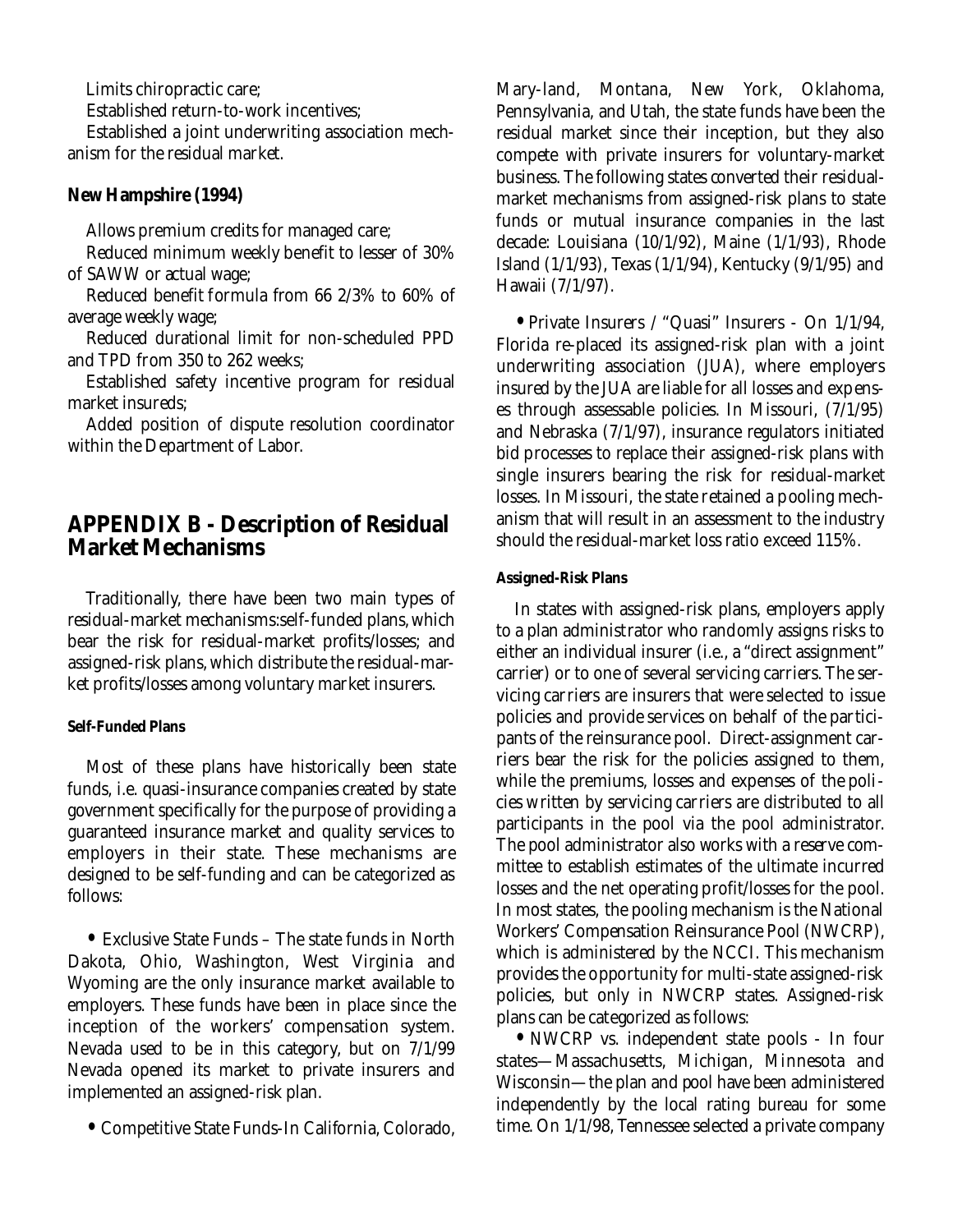Limits chiropractic care;

Established return-to-work incentives;

Established a joint underwriting association mechanism for the residual market.

**New Hampshire (1994)**

Allows premium credits for managed care;

Reduced minimum weekly benefit to lesser of 30% of SAWW or actual wage;

Reduced benefit formula from 66 2/3% to 60% of average weekly wage;

Reduced durational limit for non-scheduled PPD and TPD from 350 to 262 weeks;

Established safety incentive program for residual market insureds;

Added position of dispute resolution coordinator within the Department of Labor.

## APPENDIX B - Description of Residual Market Mechanisms

Traditionally, there have been two main types of residual-market mechanisms:self-funded plans, which bear the risk for residual-market profits/losses; and assigned-risk plans, which distribute the residual-market profits/losses among voluntary market insurers.

#### Self-Funded Plans

Most of these plans have historically been state funds, i.e. quasi-insurance companies created by state government specifically for the purpose of providing a guaranteed insurance market and quality services to employers in their state. These mechanisms are designed to be self-funding and can be categorized as follows:

- Exclusive State Funds – The state funds in North Dakota, Ohio, Washington, West Virginia and Wyoming are the only insurance market available to employers. These funds have been in place since the inception of the workers' compensation system. Nevada used to be in this category, but on 7/1/99 Nevada opened its market to private insurers and implemented an assigned-risk plan.

- Competitive State Funds-In California, Colorado, Mary-land, Montana, New York, Oklahoma, Pennsylvania, and Utah, the state funds have been the residual market since their inception, but they also compete with private insurers for voluntary-market business. The following states converted their residual-market mechanisms from assigned-risk plans to state funds or mutual insurance companies in the last decade: Louisiana (10/1/92), Maine (1/1/93), Rhode Island (1/1/93), Texas (1/1/94), Kentucky (9/1/95) and Hawaii (7/1/97).

- Private Insurers / "Quasi" Insurers - On 1/1/94, Florida re-placed its assigned-risk plan with a joint underwriting association (JUA), where employers insured by the JUA are liable for all losses and expenses through assessable policies. In Missouri, (7/1/95) and Nebraska (7/1/97), insurance regulators initiated bid processes to replace their assigned-risk plans with single insurers bearing the risk for residual-market losses. In Missouri, the state retained a pooling mechanism that will result in an assessment to the industry should the residual-market loss ratio exceed 115%.

#### Assigned-Risk Plans

In states with assigned-risk plans, employers apply to a plan administrator who randomly assigns risks to either an individual insurer (i.e., a "direct assignment" carrier) or to one of several servicing carriers. The servicing carriers are insurers that were selected to issue policies and provide services on behalf of the participants of the reinsurance pool. Direct-assignment carriers bear the risk for the policies assigned to them, while the premiums, losses and expenses of the policies written by servicing carriers are distributed to all participants in the pool via the pool administrator. The pool administrator also works with a reserve committee to establish estimates of the ultimate incurred losses and the net operating profit/losses for the pool. In most states, the pooling mechanism is the National Workers' Compensation Reinsurance Pool (NWCRP), which is administered by the NCCI. This mechanism provides the opportunity for multi-state assigned-risk policies, but only in NWCRP states. Assigned-risk plans can be categorized as follows:

- NWCRP vs. independent state pools - In four states—Massachusetts, Michigan, Minnesota and Wisconsin—the plan and pool have been administered independently by the local rating bureau for some time. On 1/1/98, Tennessee selected a private company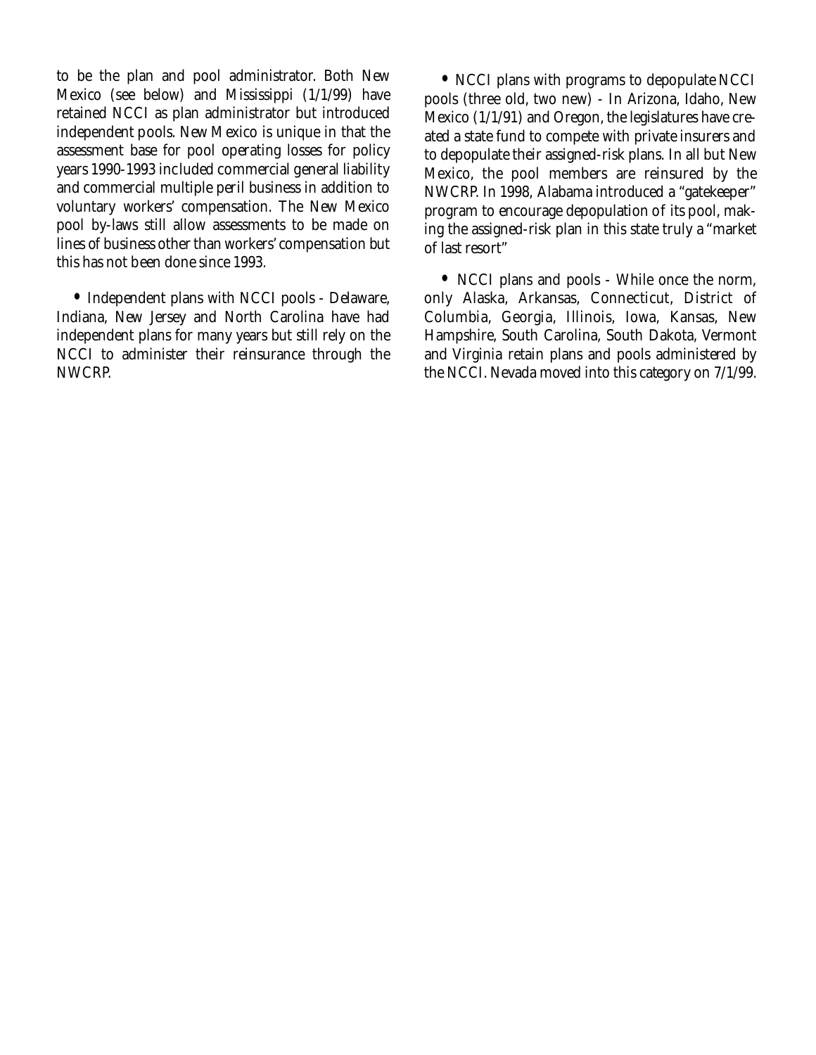to be the plan and pool administrator. Both New Mexico (see below) and Mississippi (1/1/99) have retained NCCI as plan administrator but introduced independent pools. New Mexico is unique in that the assessment base for pool operating losses for policy years 1990-1993 included commercial general liability and commercial multiple peril business in addition to voluntary workers' compensation. The New Mexico pool by-laws still allow assessments to be made on lines of business other than workers' compensation but this has not been done since 1993.

- Independent plans with NCCI pools - Delaware, Indiana, New Jersey and North Carolina have had independent plans for many years but still rely on the NCCI to administer their reinsurance through the NWCRP.

- NCCI plans with programs to depopulate NCCI pools (three old, two new) - In Arizona, Idaho, New Mexico (1/1/91) and Oregon, the legislatures have created a state fund to compete with private insurers and to depopulate their assigned-risk plans. In all but New Mexico, the pool members are reinsured by the NWCRP. In 1998, Alabama introduced a "gatekeeper" program to encourage depopulation of its pool, making the assigned-risk plan in this state truly a "market of last resort"

- NCCI plans and pools - While once the norm, only Alaska, Arkansas, Connecticut, District of Columbia, Georgia, Illinois, Iowa, Kansas, New Hampshire, South Carolina, South Dakota, Vermont and Virginia retain plans and pools administered by the NCCI. Nevada moved into this category on 7/1/99.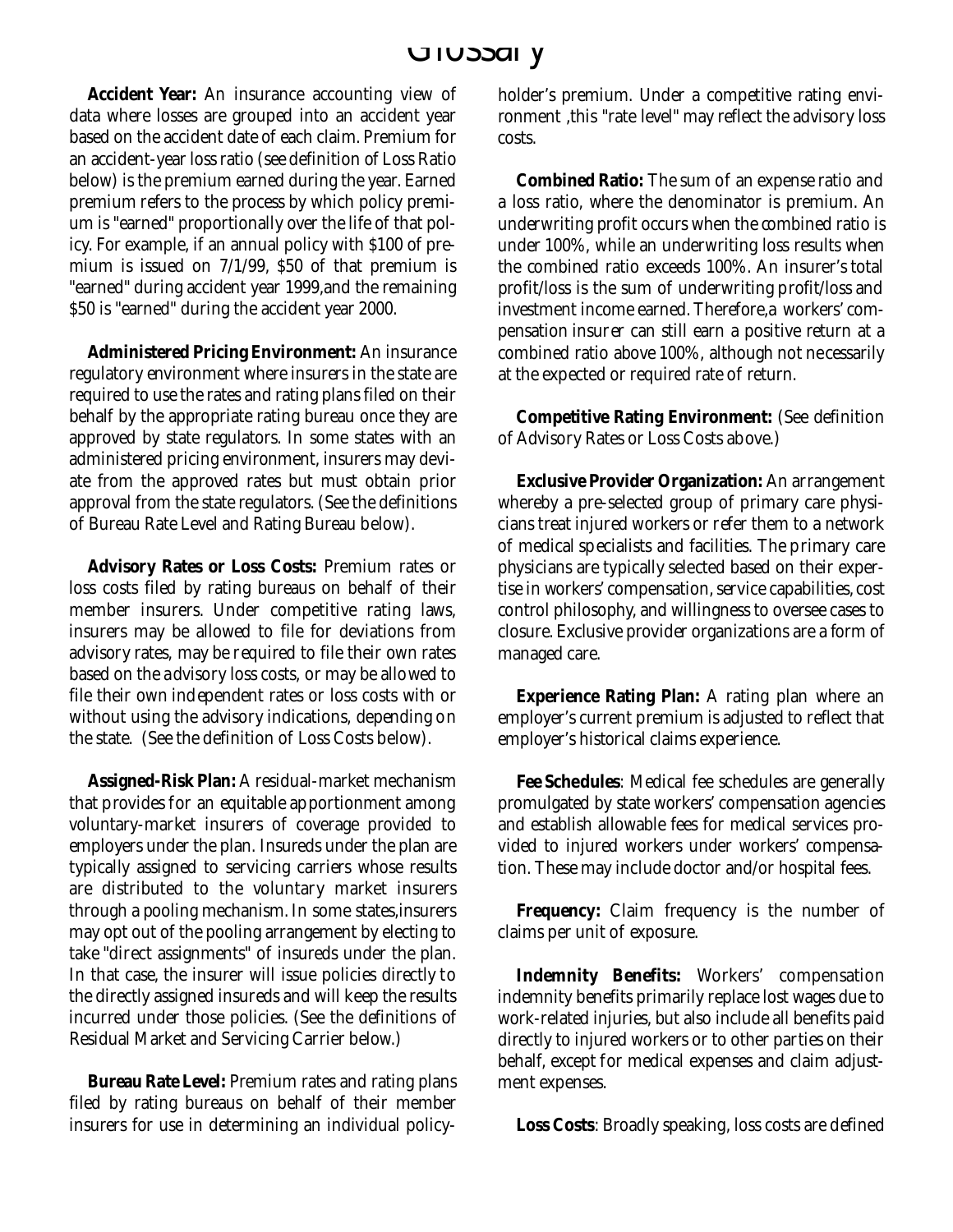# Glossary

**Accident Year:** An insurance accounting view of data where losses are grouped into an accident year based on the accident date of each claim. Premium for an accident-year loss ratio (see definition of Loss Ratio below) is the premium earned during the year. Earned premium refers to the process by which policy premium is "earned" proportionally over the life of that policy. For example, if an annual policy with $100 of premium is issued on 7/1/99, $50 of that premium is "earned" during accident year 1999,and the remaining $50 is "earned" during the accident year 2000.

**Administered Pricing Environment:** An insurance regulatory environment where insurers in the state are required to use the rates and rating plans filed on their behalf by the appropriate rating bureau once they are approved by state regulators. In some states with an administered pricing environment, insurers may deviate from the approved rates but must obtain prior approval from the state regulators. (See the definitions of Bureau Rate Level and Rating Bureau below).

**Advisory Rates or Loss Costs:** Premium rates or loss costs filed by rating bureaus on behalf of their member insurers. Under competitive rating laws, insurers may be allowed to file for deviations from advisory rates, may be required to file their own rates based on the advisory loss costs, or may be allowed to file their own independent rates or loss costs with or without using the advisory indications, depending on the state. (See the definition of Loss Costs below).

**Assigned-Risk Plan:** A residual-market mechanism that provides for an equitable apportionment among voluntary-market insurers of coverage provided to employers under the plan. Insureds under the plan are typically assigned to servicing carriers whose results are distributed to the voluntary market insurers through a pooling mechanism. In some states,insurers may opt out of the pooling arrangement by electing to take "direct assignments" of insureds under the plan. In that case, the insurer will issue policies directly to the directly assigned insureds and will keep the results incurred under those policies. (See the definitions of Residual Market and Servicing Carrier below.)

**Bureau Rate Level:** Premium rates and rating plans filed by rating bureaus on behalf of their member insurers for use in determining an individual policyholder's premium. Under a competitive rating environment ,this "rate level" may reflect the advisory loss costs.

**Combined Ratio:** The sum of an expense ratio and a loss ratio, where the denominator is premium. An underwriting profit occurs when the combined ratio is under 100%, while an underwriting loss results when the combined ratio exceeds 100%. An insurer's total profit/loss is the sum of underwriting profit/loss and investment income earned. Therefore,a workers' compensation insurer can still earn a positive return at a combined ratio above 100%, although not necessarily at the expected or required rate of return.

**Competitive Rating Environment:** (See definition of Advisory Rates or Loss Costs above.)

**Exclusive Provider Organization:** An arrangement whereby a pre-selected group of primary care physicians treat injured workers or refer them to a network of medical specialists and facilities. The primary care physicians are typically selected based on their expertise in workers' compensation, service capabilities, cost control philosophy, and willingness to oversee cases to closure. Exclusive provider organizations are a form of managed care.

**Experience Rating Plan:** A rating plan where an employer's current premium is adjusted to reflect that employer's historical claims experience.

**Fee Schedules**: Medical fee schedules are generally promulgated by state workers' compensation agencies and establish allowable fees for medical services provided to injured workers under workers' compensation. These may include doctor and/or hospital fees.

**Frequency:** Claim frequency is the number of claims per unit of exposure.

**Indemnity Benefits:** Workers' compensation indemnity benefits primarily replace lost wages due to work-related injuries, but also include all benefits paid directly to injured workers or to other parties on their behalf, except for medical expenses and claim adjustment expenses.

**Loss Costs**: Broadly speaking, loss costs are defined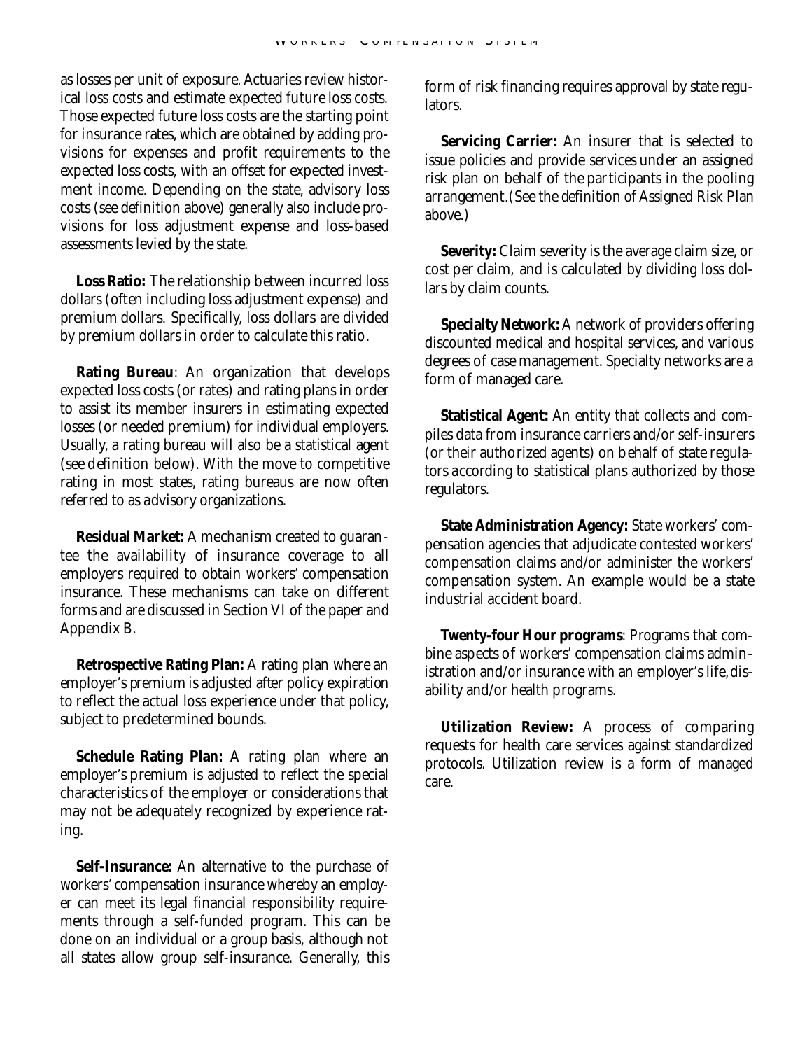as losses per unit of exposure. Actuaries review historical loss costs and estimate expected future loss costs. Those expected future loss costs are the starting point for insurance rates, which are obtained by adding provisions for expenses and profit requirements to the expected loss costs, with an offset for expected investment income. Depending on the state, advisory loss costs (see definition above) generally also include provisions for loss adjustment expense and loss-based assessments levied by the state.

**Loss Ratio:** The relationship between incurred loss dollars (often including loss adjustment expense) and premium dollars. Specifically, loss dollars are divided by premium dollars in order to calculate this ratio.

**Rating Bureau**: An organization that develops expected loss costs (or rates) and rating plans in order to assist its member insurers in estimating expected losses (or needed premium) for individual employers. Usually, a rating bureau will also be a statistical agent (see definition below). With the move to competitive rating in most states, rating bureaus are now often referred to as advisory organizations.

**Residual Market:** A mechanism created to guarantee the availability of insurance coverage to all employers required to obtain workers' compensation insurance. These mechanisms can take on different forms and are discussed in Section VI of the paper and Appendix B.

**Retrospective Rating Plan:** A rating plan where an employer's premium is adjusted after policy expiration to reflect the actual loss experience under that policy, subject to predetermined bounds.

**Schedule Rating Plan:** A rating plan where an employer's premium is adjusted to reflect the special characteristics of the employer or considerations that may not be adequately recognized by experience rating.

**Self-Insurance:** An alternative to the purchase of workers' compensation insurance whereby an employer can meet its legal financial responsibility requirements through a self-funded program. This can be done on an individual or a group basis, although not all states allow group self-insurance. Generally, this form of risk financing requires approval by state regulators.

**Servicing Carrier:** An insurer that is selected to issue policies and provide services under an assigned risk plan on behalf of the participants in the pooling arrangement. (See the definition of Assigned Risk Plan above.)

**Severity:** Claim severity is the average claim size, or cost per claim, and is calculated by dividing loss dollars by claim counts.

**Specialty Network:** A network of providers offering discounted medical and hospital services, and various degrees of case management. Specialty networks are a form of managed care.

**Statistical Agent:** An entity that collects and compiles data from insurance carriers and/or self-insurers (or their authorized agents) on behalf of state regulators according to statistical plans authorized by those regulators.

**State Administration Agency:** State workers' compensation agencies that adjudicate contested workers' compensation claims and/or administer the workers' compensation system. An example would be a state industrial accident board.

**Twenty-four Hour programs**: Programs that combine aspects of workers' compensation claims administration and/or insurance with an employer's life, disability and/or health programs.

**Utilization Review:** A process of comparing requests for health care services against standardized protocols. Utilization review is a form of managed care.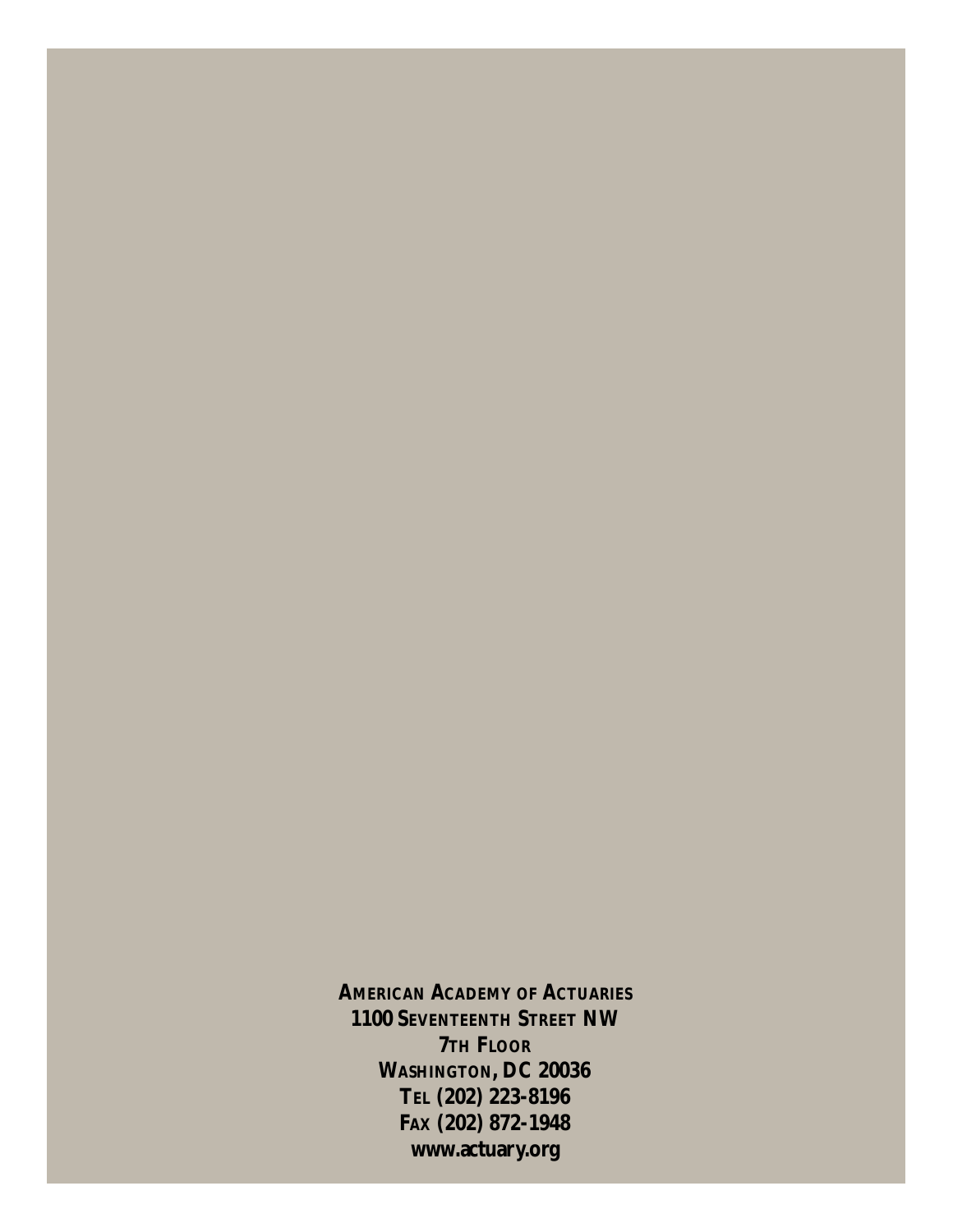**AMERICAN ACADEMY OF ACTUARIES**
**1100 SEVENTEENTH STREET NW**
**7TH FLOOR**
**WASHINGTON, DC 20036**
**TEL (202) 223-8196**
**FAX (202) 872-1948**
**www.actuary.org**